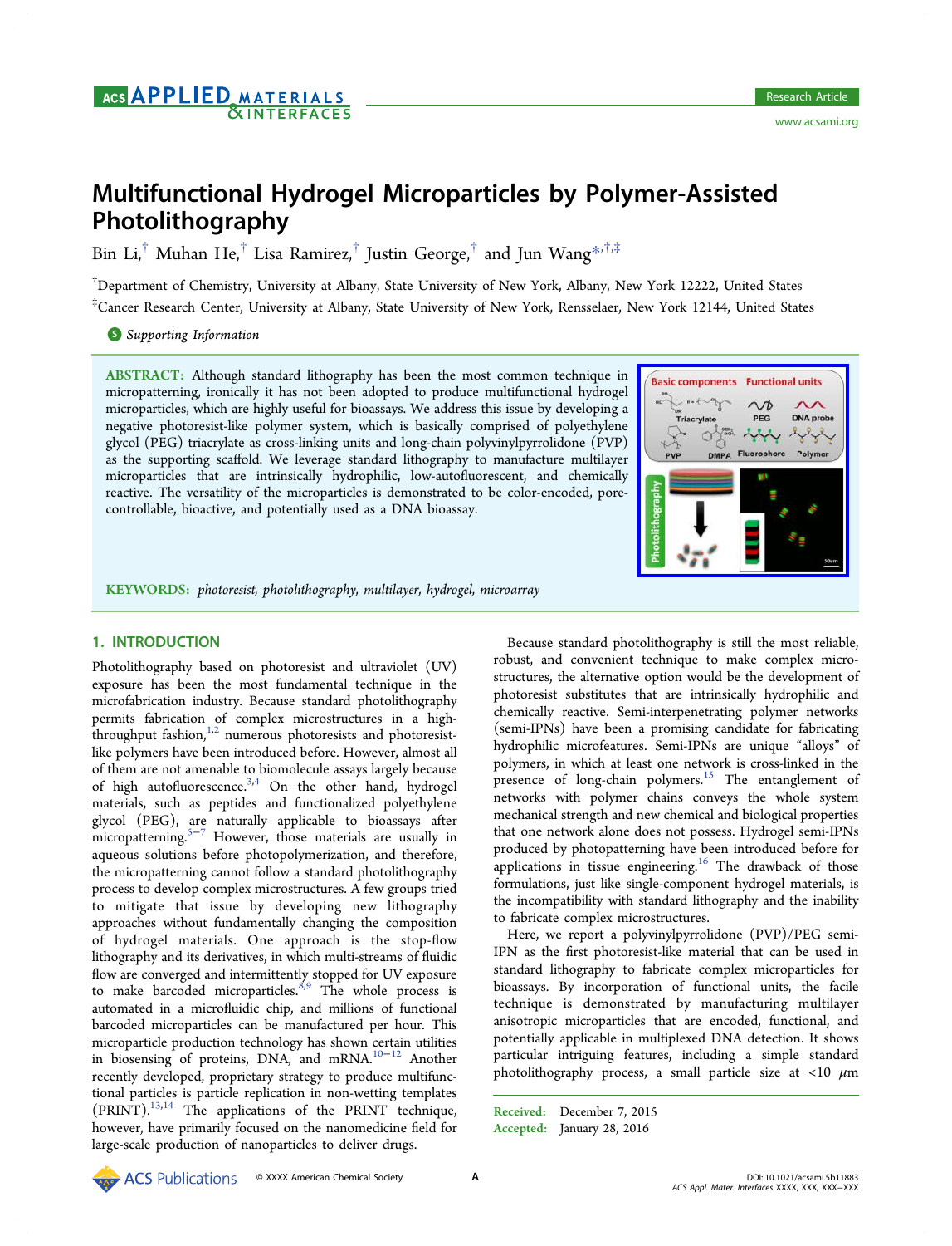# Multifunctional Hydrogel Microparticles by Polymer-Assisted Photolithography

Bin Li,[†] Muhan He,[†] Lisa Ramirez,[†] Justin George,[†] and Jun Wang*[,†,‡]

[†]Department of Chemistry, University at Albany, State University of New York, Albany, New York 12222, United States

[‡]Cancer Research Center, University at Albany, State University of New York, Rensselaer, New York 12144, United States

*Supporting Information*

**ABSTRACT:** Although standard lithography has been the most common technique in micropatterning, ironically it has not been adopted to produce multifunctional hydrogel microparticles, which are highly useful for bioassays. We address this issue by developing a negative photoresist-like polymer system, which is basically comprised of polyethylene glycol (PEG) triacrylate as cross-linking units and long-chain polyvinylpyrrolidone (PVP) as the supporting scaffold. We leverage standard lithography to manufacture multilayer microparticles that are intrinsically hydrophilic, low-autofluorescent, and chemically reactive. The versatility of the microparticles is demonstrated to be color-encoded, pore-controllable, bioactive, and potentially used as a DNA bioassay.

**KEYWORDS:** *photoresist, photolithography, multilayer, hydrogel, microarray*

## 1. INTRODUCTION

Photolithography based on photoresist and ultraviolet (UV) exposure has been the most fundamental technique in the microfabrication industry. Because standard photolithography permits fabrication of complex microstructures in a high-throughput fashion,[1,2] numerous photoresists and photoresist-like polymers have been introduced before. However, almost all of them are not amenable to biomolecule assays largely because of high autofluorescence.[3,4] On the other hand, hydrogel materials, such as peptides and functionalized polyethylene glycol (PEG), are naturally applicable to bioassays after micropatterning.[5−7] However, those materials are usually in aqueous solutions before photopolymerization, and therefore, the micropatterning cannot follow a standard photolithography process to develop complex microstructures. A few groups tried to mitigate that issue by developing new lithography approaches without fundamentally changing the composition of hydrogel materials. One approach is the stop-flow lithography and its derivatives, in which multi-streams of fluidic flow are converged and intermittently stopped for UV exposure to make barcoded microparticles.[8,9] The whole process is automated in a microfluidic chip, and millions of functional barcoded microparticles can be manufactured per hour. This microparticle production technology has shown certain utilities in biosensing of proteins, DNA, and mRNA.[10−12] Another recently developed, proprietary strategy to produce multifunctional particles is particle replication in non-wetting templates (PRINT).[13,14] The applications of the PRINT technique, however, have primarily focused on the nanomedicine field for large-scale production of nanoparticles to deliver drugs.

Because standard photolithography is still the most reliable, robust, and convenient technique to make complex microstructures, the alternative option would be the development of photoresist substitutes that are intrinsically hydrophilic and chemically reactive. Semi-interpenetrating polymer networks (semi-IPNs) have been a promising candidate for fabricating hydrophilic microfeatures. Semi-IPNs are unique "alloys" of polymers, in which at least one network is cross-linked in the presence of long-chain polymers.[15] The entanglement of networks with polymer chains conveys the whole system mechanical strength and new chemical and biological properties that one network alone does not possess. Hydrogel semi-IPNs produced by photopatterning have been introduced before for applications in tissue engineering.[16] The drawback of those formulations, just like single-component hydrogel materials, is the incompatibility with standard lithography and the inability to fabricate complex microstructures.

Here, we report a polyvinylpyrrolidone (PVP)/PEG semi-IPN as the first photoresist-like material that can be used in standard lithography to fabricate complex microparticles for bioassays. By incorporation of functional units, the facile technique is demonstrated by manufacturing multilayer anisotropic microparticles that are encoded, functional, and potentially applicable in multiplexed DNA detection. It shows particular intriguing features, including a simple standard photolithography process, a small particle size at <10 $\mu$m

Received: December 7, 2015
Accepted: January 28, 2016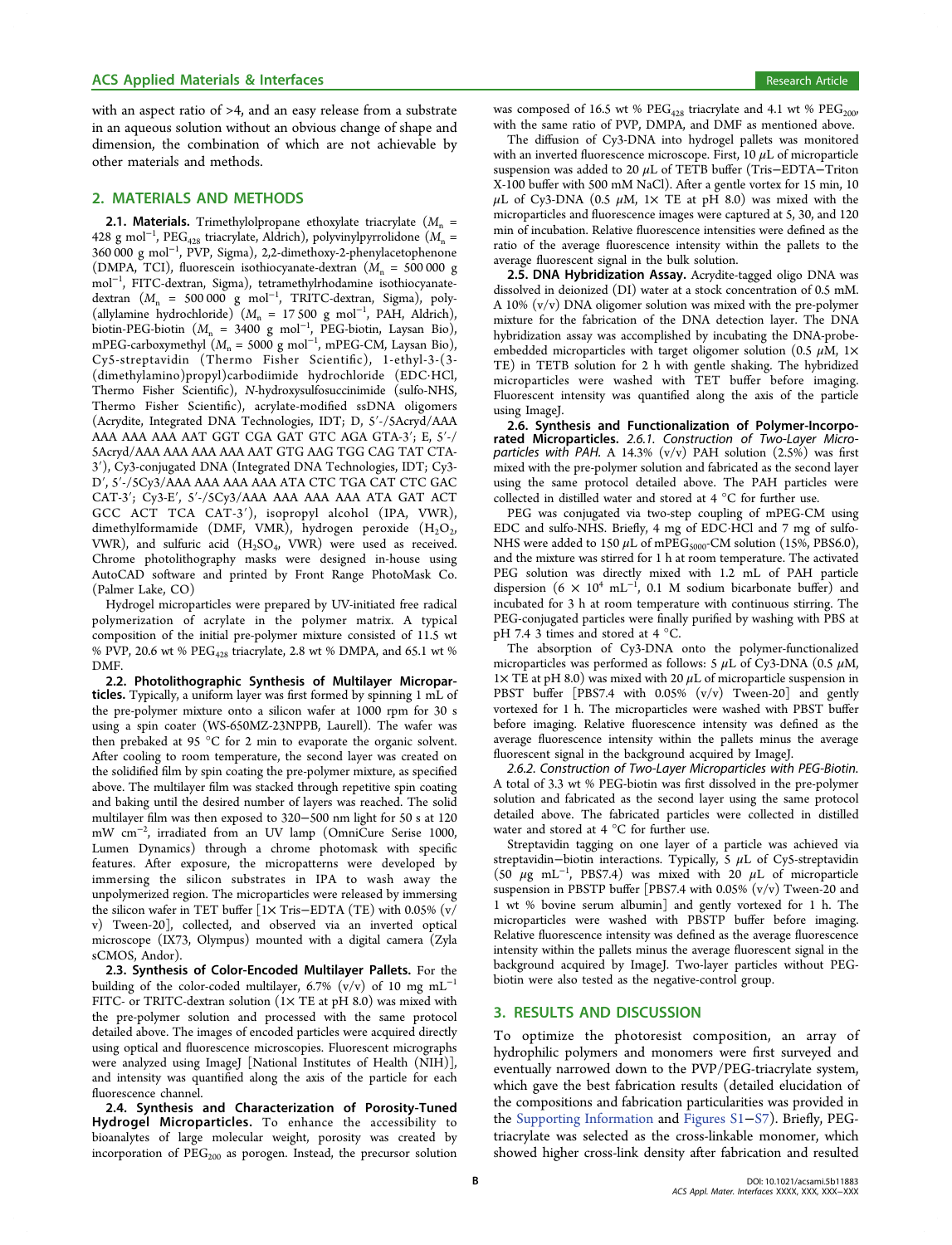with an aspect ratio of >4, and an easy release from a substrate in an aqueous solution without an obvious change of shape and dimension, the combination of which are not achievable by other materials and methods.

## 2. MATERIALS AND METHODS

**2.1. Materials.** Trimethylolpropane ethoxylate triacrylate ($M_n$ = 428 g mol$^{-1}$, PEG$_{428}$ triacrylate, Aldrich), polyvinylpyrrolidone ($M_n$ = 360 000 g mol$^{-1}$, PVP, Sigma), 2,2-dimethoxy-2-phenylacetophenone (DMPA, TCI), fluorescein isothiocyanate-dextran ($M_n$ = 500 000 g mol$^{-1}$, FITC-dextran, Sigma), tetramethylrhodamine isothiocyanate-dextran ($M_n$ = 500 000 g mol$^{-1}$, TRITC-dextran, Sigma), poly(allylamine hydrochloride) ($M_n$ = 17 500 g mol$^{-1}$, PAH, Aldrich), biotin-PEG-biotin ($M_n$ = 3400 g mol$^{-1}$, PEG-biotin, Laysan Bio), mPEG-carboxymethyl ($M_n$ = 5000 g mol$^{-1}$, mPEG-CM, Laysan Bio), Cy5-streptavidin (Thermo Fisher Scientific), 1-ethyl-3-(3-(dimethylamino)propyl)carbodiimide hydrochloride (EDC·HCl, Thermo Fisher Scientific), *N*-hydroxysulfosuccinimide (sulfo-NHS, Thermo Fisher Scientific), acrylate-modified ssDNA oligomers (Acrydite, Integrated DNA Technologies, IDT; D, 5′-/5Acryd/AAA AAA AAA AAA AAT GGT CGA GAT GTC AGA GTA-3′; E, 5′-/5Acryd/AAA AAA AAA AAA AAT GTG AAG TGG CAG TAT CTA-3′), Cy3-conjugated DNA (Integrated DNA Technologies, IDT; Cy3-D′, 5′-/5Cy3/AAA AAA AAA AAA ATA CTC TGA CAT CTC GAC CAT-3′; Cy3-E′, 5′-/5Cy3/AAA AAA AAA AAA ATA GAT ACT GCC ACT TCA CAT-3′), isopropyl alcohol (IPA, VWR), dimethylformamide (DMF, VMR), hydrogen peroxide ($H_2O_2$, VWR), and sulfuric acid ($H_2SO_4$, VWR) were used as received. Chrome photolithography masks were designed in-house using AutoCAD software and printed by Front Range PhotoMask Co. (Palmer Lake, CO)

Hydrogel microparticles were prepared by UV-initiated free radical polymerization of acrylate in the polymer matrix. A typical composition of the initial pre-polymer mixture consisted of 11.5 wt % PVP, 20.6 wt % PEG$_{428}$ triacrylate, 2.8 wt % DMPA, and 65.1 wt % DMF.

**2.2. Photolithographic Synthesis of Multilayer Microparticles.** Typically, a uniform layer was first formed by spinning 1 mL of the pre-polymer mixture onto a silicon wafer at 1000 rpm for 30 s using a spin coater (WS-650MZ-23NPPB, Laurell). The wafer was then prebaked at 95 °C for 2 min to evaporate the organic solvent. After cooling to room temperature, the second layer was created on the solidified film by spin coating the pre-polymer mixture, as specified above. The multilayer film was stacked through repetitive spin coating and baking until the desired number of layers was reached. The solid multilayer film was then exposed to 320−500 nm light for 50 s at 120 mW cm$^{-2}$, irradiated from an UV lamp (OmniCure Serise 1000, Lumen Dynamics) through a chrome photomask with specific features. After exposure, the micropatterns were developed by immersing the silicon substrates in IPA to wash away the unpolymerized region. The microparticles were released by immersing the silicon wafer in TET buffer [1× Tris−EDTA (TE) with 0.05% (v/v) Tween-20], collected, and observed via an inverted optical microscope (IX73, Olympus) mounted with a digital camera (Zyla sCMOS, Andor).

**2.3. Synthesis of Color-Encoded Multilayer Pallets.** For the building of the color-coded multilayer, 6.7% (v/v) of 10 mg mL$^{-1}$ FITC- or TRITC-dextran solution (1× TE at pH 8.0) was mixed with the pre-polymer solution and processed with the same protocol detailed above. The images of encoded particles were acquired directly using optical and fluorescence microscopies. Fluorescent micrographs were analyzed using ImageJ [National Institutes of Health (NIH)], and intensity was quantified along the axis of the particle for each fluorescence channel.

**2.4. Synthesis and Characterization of Porosity-Tuned Hydrogel Microparticles.** To enhance the accessibility to bioanalytes of large molecular weight, porosity was created by incorporation of PEG$_{200}$ as porogen. Instead, the precursor solution was composed of 16.5 wt % PEG$_{428}$ triacrylate and 4.1 wt % PEG$_{200}$, with the same ratio of PVP, DMPA, and DMF as mentioned above.

The diffusion of Cy3-DNA into hydrogel pallets was monitored with an inverted fluorescence microscope. First, 10 μL of microparticle suspension was added to 20 μL of TETB buffer (Tris−EDTA−Triton X-100 buffer with 500 mM NaCl). After a gentle vortex for 15 min, 10 μL of Cy3-DNA (0.5 μM, 1× TE at pH 8.0) was mixed with the microparticles and fluorescence images were captured at 5, 30, and 120 min of incubation. Relative fluorescence intensities were defined as the ratio of the average fluorescence intensity within the pallets to the average fluorescent signal in the bulk solution.

**2.5. DNA Hybridization Assay.** Acrydite-tagged oligo DNA was dissolved in deionized (DI) water at a stock concentration of 0.5 mM. A 10% (v/v) DNA oligomer solution was mixed with the pre-polymer mixture for the fabrication of the DNA detection layer. The DNA hybridization assay was accomplished by incubating the DNA-probe-embedded microparticles with target oligomer solution (0.5 μM, 1× TE) in TETB solution for 2 h with gentle shaking. The hybridized microparticles were washed with TET buffer before imaging. Fluorescent intensity was quantified along the axis of the particle using ImageJ.

**2.6. Synthesis and Functionalization of Polymer-Incorporated Microparticles.** *2.6.1. Construction of Two-Layer Microparticles with PAH.* A 14.3% (v/v) PAH solution (2.5%) was first mixed with the pre-polymer solution and fabricated as the second layer using the same protocol detailed above. The PAH particles were collected in distilled water and stored at 4 °C for further use.

PEG was conjugated via two-step coupling of mPEG-CM using EDC and sulfo-NHS. Briefly, 4 mg of EDC·HCl and 7 mg of sulfo-NHS were added to 150 μL of mPEG$_{5000}$-CM solution (15%, PBS6.0), and the mixture was stirred for 1 h at room temperature. The activated PEG solution was directly mixed with 1.2 mL of PAH particle dispersion (6 × 10$^{4}$ mL$^{-1}$, 0.1 M sodium bicarbonate buffer) and incubated for 3 h at room temperature with continuous stirring. The PEG-conjugated particles were finally purified by washing with PBS at pH 7.4 3 times and stored at 4 °C.

The absorption of Cy3-DNA onto the polymer-functionalized microparticles was performed as follows: 5 μL of Cy3-DNA (0.5 μM, 1× TE at pH 8.0) was mixed with 20 μL of microparticle suspension in PBST buffer [PBS7.4 with 0.05% (v/v) Tween-20] and gently vortexed for 1 h. The microparticles were washed with PBST buffer before imaging. Relative fluorescence intensity was defined as the average fluorescence intensity within the pallets minus the average fluorescent signal in the background acquired by ImageJ.

*2.6.2. Construction of Two-Layer Microparticles with PEG-Biotin.* A total of 3.3 wt % PEG-biotin was first dissolved in the pre-polymer solution and fabricated as the second layer using the same protocol detailed above. The fabricated particles were collected in distilled water and stored at 4 °C for further use.

Streptavidin tagging on one layer of a particle was achieved via streptavidin−biotin interactions. Typically, 5 μL of Cy5-streptavidin (50 μg mL$^{-1}$, PBS7.4) was mixed with 20 μL of microparticle suspension in PBSTP buffer [PBS7.4 with 0.05% (v/v) Tween-20 and 1 wt % bovine serum albumin] and gently vortexed for 1 h. The microparticles were washed with PBSTP buffer before imaging. Relative fluorescence intensity was defined as the average fluorescence intensity within the pallets minus the average fluorescent signal in the background acquired by ImageJ. Two-layer particles without PEG-biotin were also tested as the negative-control group.

## 3. RESULTS AND DISCUSSION

To optimize the photoresist composition, an array of hydrophilic polymers and monomers were first surveyed and eventually narrowed down to the PVP/PEG-triacrylate system, which gave the best fabrication results (detailed elucidation of the compositions and fabrication particularities was provided in the Supporting Information and Figures S1−S7). Briefly, PEG-triacrylate was selected as the cross-linkable monomer, which showed higher cross-link density after fabrication and resulted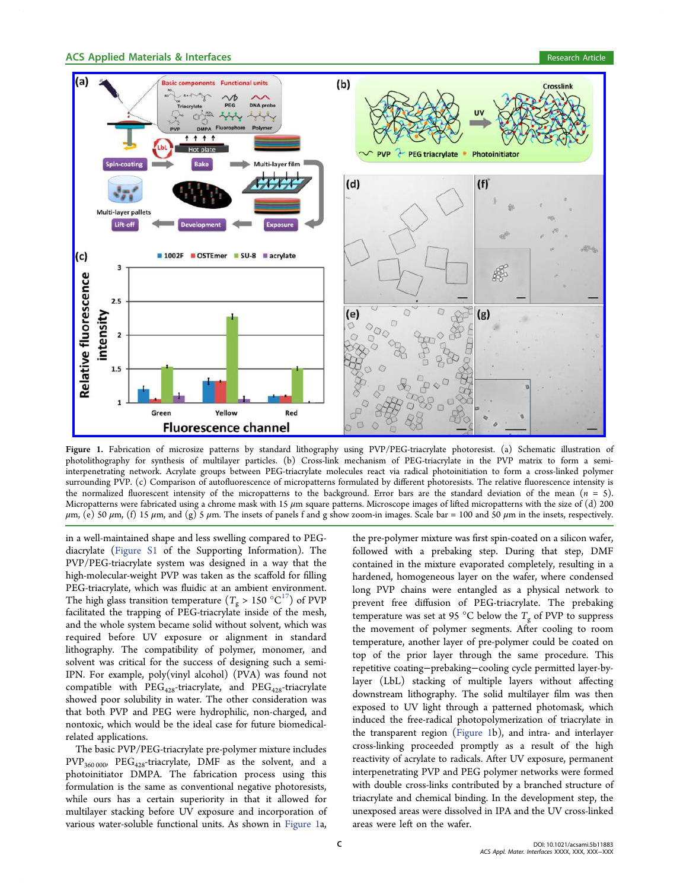Figure 1. Fabrication of microsize patterns by standard lithography using PVP/PEG-triacrylate photoresist. (a) Schematic illustration of photolithography for synthesis of multilayer particles. (b) Cross-link mechanism of PEG-triacrylate in the PVP matrix to form a semi-interpenetrating network. Acrylate groups between PEG-triacrylate molecules react via radical photoinitiation to form a cross-linked polymer surrounding PVP. (c) Comparison of autofluorescence of micropatterns formulated by different photoresists. The relative fluorescence intensity is the normalized fluorescent intensity of the micropatterns to the background. Error bars are the standard deviation of the mean ($n$ = 5). Micropatterns were fabricated using a chrome mask with 15 $\mu$m square patterns. Microscope images of lifted micropatterns with the size of (d) 200 $\mu$m, (e) 50 $\mu$m, (f) 15 $\mu$m, and (g) 5 $\mu$m. The insets of panels f and g show zoom-in images. Scale bar = 100 and 50 $\mu$m in the insets, respectively.

in a well-maintained shape and less swelling compared to PEG-diacrylate (Figure S1 of the Supporting Information). The PVP/PEG-triacrylate system was designed in a way that the high-molecular-weight PVP was taken as the scaffold for filling PEG-triacrylate, which was fluidic at an ambient environment. The high glass transition temperature ($T_g$ > 150 °C[17]) of PVP facilitated the trapping of PEG-triacrylate inside of the mesh, and the whole system became solid without solvent, which was required before UV exposure or alignment in standard lithography. The compatibility of polymer, monomer, and solvent was critical for the success of designing such a semi-IPN. For example, poly(vinyl alcohol) (PVA) was found not compatible with $PEG_{428}$-triacrylate, and $PEG_{428}$-triacrylate showed poor solubility in water. The other consideration was that both PVP and PEG were hydrophilic, non-charged, and nontoxic, which would be the ideal case for future biomedical-related applications.

The basic PVP/PEG-triacrylate pre-polymer mixture includes $PVP_{360\,000}$, $PEG_{428}$-triacrylate, DMF as the solvent, and a photoinitiator DMPA. The fabrication process using this formulation is the same as conventional negative photoresists, while ours has a certain superiority in that it allowed for multilayer stacking before UV exposure and incorporation of various water-soluble functional units. As shown in Figure 1a, the pre-polymer mixture was first spin-coated on a silicon wafer, followed with a prebaking step. During that step, DMF contained in the mixture evaporated completely, resulting in a hardened, homogeneous layer on the wafer, where condensed long PVP chains were entangled as a physical network to prevent free diffusion of PEG-triacrylate. The prebaking temperature was set at 95 °C below the $T_g$ of PVP to suppress the movement of polymer segments. After cooling to room temperature, another layer of pre-polymer could be coated on top of the prior layer through the same procedure. This repetitive coating−prebaking−cooling cycle permitted layer-by-layer (LbL) stacking of multiple layers without affecting downstream lithography. The solid multilayer film was then exposed to UV light through a patterned photomask, which induced the free-radical photopolymerization of triacrylate in the transparent region (Figure 1b), and intra- and interlayer cross-linking proceeded promptly as a result of the high reactivity of acrylate to radicals. After UV exposure, permanent interpenetrating PVP and PEG polymer networks were formed with double cross-links contributed by a branched structure of triacrylate and chemical binding. In the development step, the unexposed areas were dissolved in IPA and the UV cross-linked areas were left on the wafer.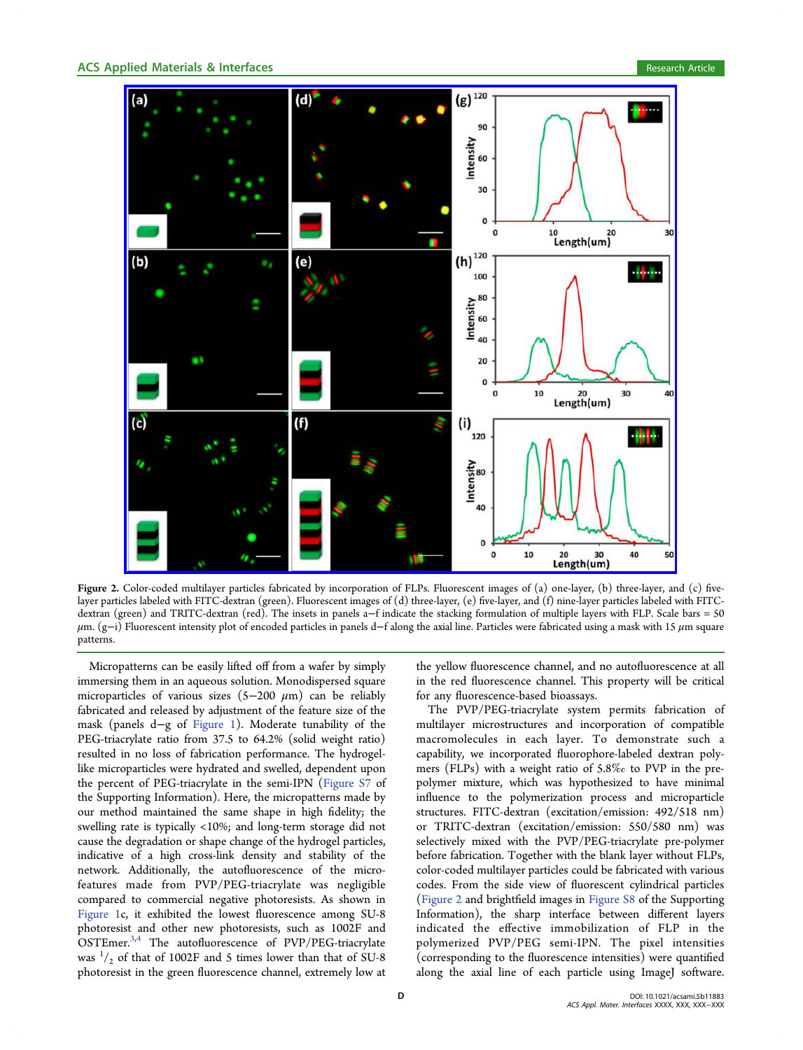**Figure 2.** Color-coded multilayer particles fabricated by incorporation of FLPs. Fluorescent images of (a) one-layer, (b) three-layer, and (c) five-layer particles labeled with FITC-dextran (green). Fluorescent images of (d) three-layer, (e) five-layer, and (f) nine-layer particles labeled with FITC-dextran (green) and TRITC-dextran (red). The insets in panels a−f indicate the stacking formulation of multiple layers with FLP. Scale bars = 50 $\mu$m. (g−i) Fluorescent intensity plot of encoded particles in panels d−f along the axial line. Particles were fabricated using a mask with 15 $\mu$m square patterns.

Micropatterns can be easily lifted off from a wafer by simply immersing them in an aqueous solution. Monodispersed square microparticles of various sizes (5−200 $\mu$m) can be reliably fabricated and released by adjustment of the feature size of the mask (panels d−g of Figure 1). Moderate tunability of the PEG-triacrylate ratio from 37.5 to 64.2% (solid weight ratio) resulted in no loss of fabrication performance. The hydrogel-like microparticles were hydrated and swelled, dependent upon the percent of PEG-triacrylate in the semi-IPN (Figure S7 of the Supporting Information). Here, the micropatterns made by our method maintained the same shape in high fidelity; the swelling rate is typically <10%; and long-term storage did not cause the degradation or shape change of the hydrogel particles, indicative of a high cross-link density and stability of the network. Additionally, the autofluorescence of the microfeatures made from PVP/PEG-triacrylate was negligible compared to commercial negative photoresists. As shown in Figure 1c, it exhibited the lowest fluorescence among SU-8 photoresist and other new photoresists, such as 1002F and OSTEmer.[3,4] The autofluorescence of PVP/PEG-triacrylate was $^1/_2$ of that of 1002F and 5 times lower than that of SU-8 photoresist in the green fluorescence channel, extremely low at the yellow fluorescence channel, and no autofluorescence at all in the red fluorescence channel. This property will be critical for any fluorescence-based bioassays.

The PVP/PEG-triacrylate system permits fabrication of multilayer microstructures and incorporation of compatible macromolecules in each layer. To demonstrate such a capability, we incorporated fluorophore-labeled dextran polymers (FLPs) with a weight ratio of 5.8‰ to PVP in the pre-polymer mixture, which was hypothesized to have minimal influence to the polymerization process and microparticle structures. FITC-dextran (excitation/emission: 492/518 nm) or TRITC-dextran (excitation/emission: 550/580 nm) was selectively mixed with the PVP/PEG-triacrylate pre-polymer before fabrication. Together with the blank layer without FLPs, color-coded multilayer particles could be fabricated with various codes. From the side view of fluorescent cylindrical particles (Figure 2 and brightfield images in Figure S8 of the Supporting Information), the sharp interface between different layers indicated the effective immobilization of FLP in the polymerized PVP/PEG semi-IPN. The pixel intensities (corresponding to the fluorescence intensities) were quantified along the axial line of each particle using ImageJ software.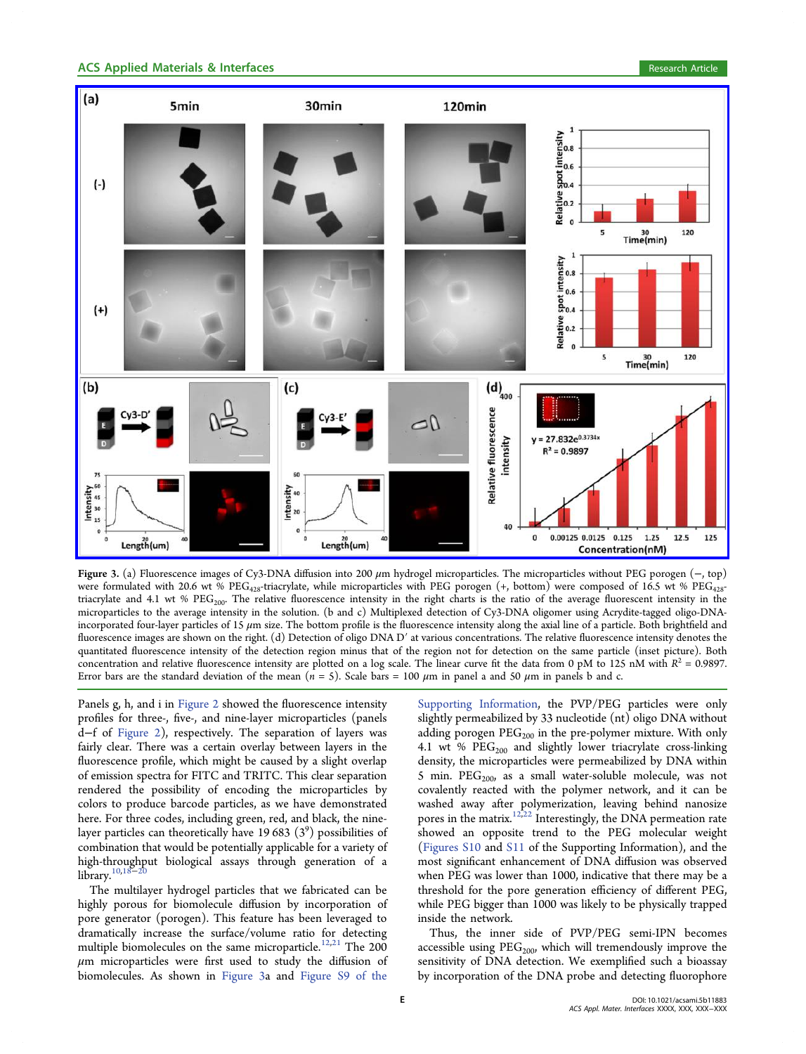**Figure 3.** (a) Fluorescence images of Cy3-DNA diffusion into 200 $\mu$m hydrogel microparticles. The microparticles without PEG porogen (−, top) were formulated with 20.6 wt % $PEG_{428}$-triacrylate, while microparticles with PEG porogen (+, bottom) were composed of 16.5 wt % $PEG_{428}$-triacrylate and 4.1 wt % $PEG_{200}$. The relative fluorescence intensity in the right charts is the ratio of the average fluorescent intensity in the microparticles to the average intensity in the solution. (b and c) Multiplexed detection of Cy3-DNA oligomer using Acrydite-tagged oligo-DNA-incorporated four-layer particles of 15 $\mu$m size. The bottom profile is the fluorescence intensity along the axial line of a particle. Both brightfield and fluorescence images are shown on the right. (d) Detection of oligo DNA D′ at various concentrations. The relative fluorescence intensity denotes the quantitated fluorescence intensity of the detection region minus that of the region not for detection on the same particle (inset picture). Both concentration and relative fluorescence intensity are plotted on a log scale. The linear curve fit the data from 0 pM to 125 nM with $R^2$ = 0.9897. Error bars are the standard deviation of the mean ($n$ = 5). Scale bars = 100 $\mu$m in panel a and 50 $\mu$m in panels b and c.

Panels g, h, and i in Figure 2 showed the fluorescence intensity profiles for three-, five-, and nine-layer microparticles (panels d−f of Figure 2), respectively. The separation of layers was fairly clear. There was a certain overlay between layers in the fluorescence profile, which might be caused by a slight overlap of emission spectra for FITC and TRITC. This clear separation rendered the possibility of encoding the microparticles by colors to produce barcode particles, as we have demonstrated here. For three codes, including green, red, and black, the nine-layer particles can theoretically have 19 683 ($3^9$) possibilities of combination that would be potentially applicable for a variety of high-throughput biological assays through generation of a library.[10,18−20]

The multilayer hydrogel particles that we fabricated can be highly porous for biomolecule diffusion by incorporation of pore generator (porogen). This feature has been leveraged to dramatically increase the surface/volume ratio for detecting multiple biomolecules on the same microparticle.[12,21] The 200 $\mu$m microparticles were first used to study the diffusion of biomolecules. As shown in Figure 3a and Figure S9 of the Supporting Information, the PVP/PEG particles were only slightly permeabilized by 33 nucleotide (nt) oligo DNA without adding porogen $PEG_{200}$ in the pre-polymer mixture. With only 4.1 wt % $PEG_{200}$ and slightly lower triacrylate cross-linking density, the microparticles were permeabilized by DNA within 5 min. $PEG_{200}$, as a small water-soluble molecule, was not covalently reacted with the polymer network, and it can be washed away after polymerization, leaving behind nanosize pores in the matrix.[12,22] Interestingly, the DNA permeation rate showed an opposite trend to the PEG molecular weight (Figures S10 and S11 of the Supporting Information), and the most significant enhancement of DNA diffusion was observed when PEG was lower than 1000, indicative that there may be a threshold for the pore generation efficiency of different PEG, while PEG bigger than 1000 was likely to be physically trapped inside the network.

Thus, the inner side of PVP/PEG semi-IPN becomes accessible using $PEG_{200}$, which will tremendously improve the sensitivity of DNA detection. We exemplified such a bioassay by incorporation of the DNA probe and detecting fluorophore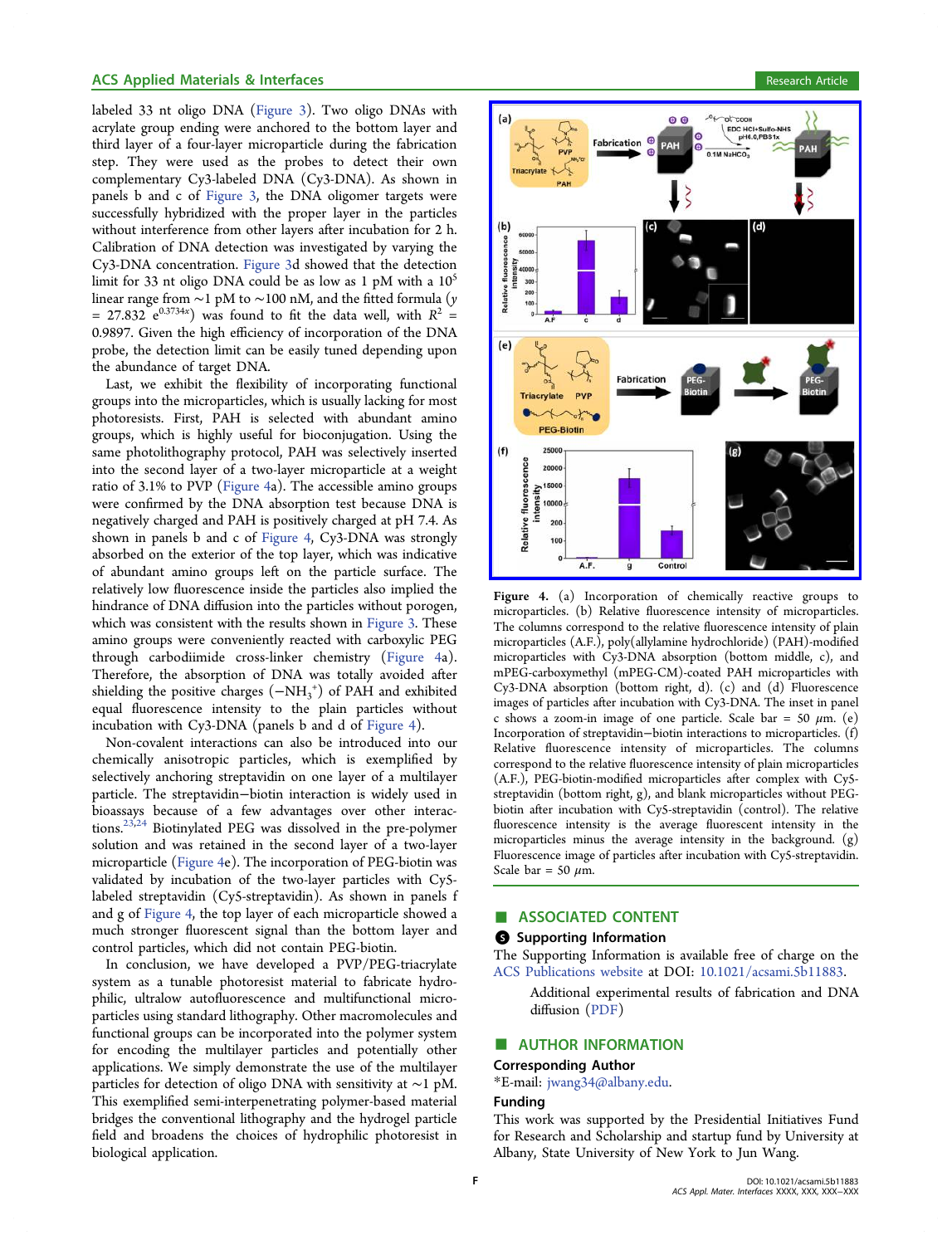labeled 33 nt oligo DNA (Figure 3). Two oligo DNAs with acrylate group ending were anchored to the bottom layer and third layer of a four-layer microparticle during the fabrication step. They were used as the probes to detect their own complementary Cy3-labeled DNA (Cy3-DNA). As shown in panels b and c of Figure 3, the DNA oligomer targets were successfully hybridized with the proper layer in the particles without interference from other layers after incubation for 2 h. Calibration of DNA detection was investigated by varying the Cy3-DNA concentration. Figure 3d showed that the detection limit for 33 nt oligo DNA could be as low as 1 pM with a $10^5$ linear range from ~1 pM to ~100 nM, and the fitted formula ($y = 27.832\ e^{0.3734x}$) was found to fit the data well, with $R^2 = 0.9897$. Given the high efficiency of incorporation of the DNA probe, the detection limit can be easily tuned depending upon the abundance of target DNA.

Last, we exhibit the flexibility of incorporating functional groups into the microparticles, which is usually lacking for most photoresists. First, PAH is selected with abundant amino groups, which is highly useful for bioconjugation. Using the same photolithography protocol, PAH was selectively inserted into the second layer of a two-layer microparticle at a weight ratio of 3.1% to PVP (Figure 4a). The accessible amino groups were confirmed by the DNA absorption test because DNA is negatively charged and PAH is positively charged at pH 7.4. As shown in panels b and c of Figure 4, Cy3-DNA was strongly absorbed on the exterior of the top layer, which was indicative of abundant amino groups left on the particle surface. The relatively low fluorescence inside the particles also implied the hindrance of DNA diffusion into the particles without porogen, which was consistent with the results shown in Figure 3. These amino groups were conveniently reacted with carboxylic PEG through carbodiimide cross-linker chemistry (Figure 4a). Therefore, the absorption of DNA was totally avoided after shielding the positive charges ($-NH_3^+$) of PAH and exhibited equal fluorescence intensity to the plain particles without incubation with Cy3-DNA (panels b and d of Figure 4).

Non-covalent interactions can also be introduced into our chemically anisotropic particles, which is exemplified by selectively anchoring streptavidin on one layer of a multilayer particle. The streptavidin−biotin interaction is widely used in bioassays because of a few advantages over other interactions.[23,24] Biotinylated PEG was dissolved in the pre-polymer solution and was retained in the second layer of a two-layer microparticle (Figure 4e). The incorporation of PEG-biotin was validated by incubation of the two-layer particles with Cy5-labeled streptavidin (Cy5-streptavidin). As shown in panels f and g of Figure 4, the top layer of each microparticle showed a much stronger fluorescent signal than the bottom layer and control particles, which did not contain PEG-biotin.

In conclusion, we have developed a PVP/PEG-triacrylate system as a tunable photoresist material to fabricate hydrophilic, ultralow autofluorescence and multifunctional microparticles using standard lithography. Other macromolecules and functional groups can be incorporated into the polymer system for encoding the multilayer particles and potentially other applications. We simply demonstrate the use of the multilayer particles for detection of oligo DNA with sensitivity at ~1 pM. This exemplified semi-interpenetrating polymer-based material bridges the conventional lithography and the hydrogel particle field and broadens the choices of hydrophilic photoresist in biological application.

Figure 4. (a) Incorporation of chemically reactive groups to microparticles. (b) Relative fluorescence intensity of microparticles. The columns correspond to the relative fluorescence intensity of plain microparticles (A.F.), poly(allylamine hydrochloride) (PAH)-modified microparticles with Cy3-DNA absorption (bottom middle, c), and mPEG-carboxymethyl (mPEG-CM)-coated PAH microparticles with Cy3-DNA absorption (bottom right, d). (c) and (d) Fluorescence images of particles after incubation with Cy3-DNA. The inset in panel c shows a zoom-in image of one particle. Scale bar = 50 $\mu$m. (e) Incorporation of streptavidin−biotin interactions to microparticles. (f) Relative fluorescence intensity of microparticles. The columns correspond to the relative fluorescence intensity of plain microparticles (A.F.), PEG-biotin-modified microparticles after complex with Cy5-streptavidin (bottom right, g), and blank microparticles without PEG-biotin after incubation with Cy5-streptavidin (control). The relative fluorescence intensity is the average fluorescent intensity in the microparticles minus the average intensity in the background. (g) Fluorescence image of particles after incubation with Cy5-streptavidin. Scale bar = 50 $\mu$m.

## ■ ASSOCIATED CONTENT

### Supporting Information

The Supporting Information is available free of charge on the ACS Publications website at DOI: 10.1021/acsami.5b11883.

Additional experimental results of fabrication and DNA diffusion (PDF)

## ■ AUTHOR INFORMATION

### Corresponding Author

*E-mail: jwang34@albany.edu.

### Funding

This work was supported by the Presidential Initiatives Fund for Research and Scholarship and startup fund by University at Albany, State University of New York to Jun Wang.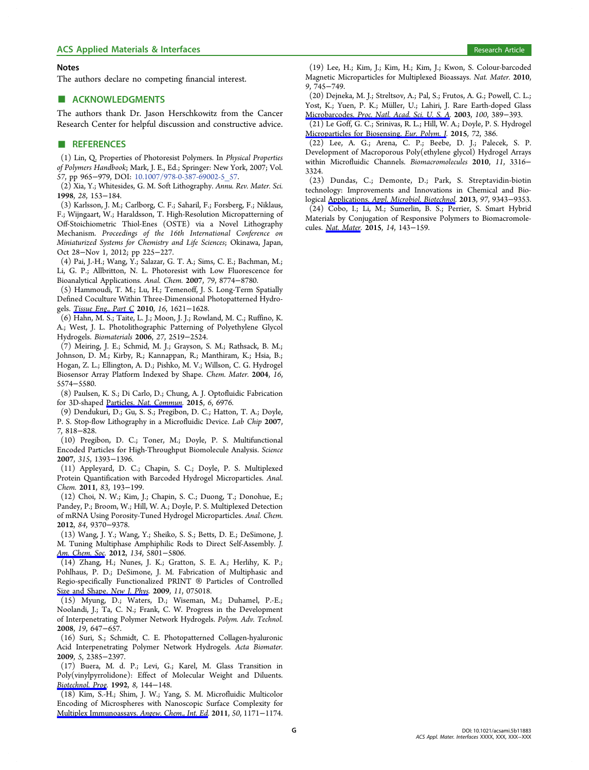## Notes

The authors declare no competing financial interest.

## ■ ACKNOWLEDGMENTS

The authors thank Dr. Jason Herschkowitz from the Cancer Research Center for helpful discussion and constructive advice.

## ■ REFERENCES

(1) Lin, Q. Properties of Photoresist Polymers. In *Physical Properties of Polymers Handbook*; Mark, J. E., Ed.; Springer: New York, 2007; Vol. *57*, pp 965−979, DOI: 10.1007/978-0-387-69002-5_57.

(2) Xia, Y.; Whitesides, G. M. Soft Lithography. *Annu. Rev. Mater. Sci.* **1998**, *28*, 153−184.

(3) Karlsson, J. M.; Carlborg, C. F.; Saharil, F.; Forsberg, F.; Niklaus, F.; Wijngaart, W.; Haraldsson, T. High-Resolution Micropatterning of Off-Stoichiometric Thiol-Enes (OSTE) via a Novel Lithography Mechanism. *Proceedings of the 16th International Conference on Miniaturized Systems for Chemistry and Life Sciences*; Okinawa, Japan, Oct 28−Nov 1, 2012; pp 225−227.

(4) Pai, J.-H.; Wang, Y.; Salazar, G. T. A.; Sims, C. E.; Bachman, M.; Li, G. P.; Allbritton, N. L. Photoresist with Low Fluorescence for Bioanalytical Applications. *Anal. Chem.* **2007**, *79*, 8774−8780.

(5) Hammoudi, T. M.; Lu, H.; Temenoff, J. S. Long-Term Spatially Defined Coculture Within Three-Dimensional Photopatterned Hydrogels. *Tissue Eng., Part C* **2010**, *16*, 1621−1628.

(6) Hahn, M. S.; Taite, L. J.; Moon, J. J.; Rowland, M. C.; Ruffino, K. A.; West, J. L. Photolithographic Patterning of Polyethylene Glycol Hydrogels. *Biomaterials* **2006**, *27*, 2519−2524.

(7) Meiring, J. E.; Schmid, M. J.; Grayson, S. M.; Rathsack, B. M.; Johnson, D. M.; Kirby, R.; Kannappan, R.; Manthiram, K.; Hsia, B.; Hogan, Z. L.; Ellington, A. D.; Pishko, M. V.; Willson, C. G. Hydrogel Biosensor Array Platform Indexed by Shape. *Chem. Mater.* **2004**, *16*, 5574−5580.

(8) Paulsen, K. S.; Di Carlo, D.; Chung, A. J. Optofluidic Fabrication for 3D-shaped Particles. *Nat. Commun.* **2015**, *6*, 6976.

(9) Dendukuri, D.; Gu, S. S.; Pregibon, D. C.; Hatton, T. A.; Doyle, P. S. Stop-flow Lithography in a Microfluidic Device. *Lab Chip* **2007**, *7*, 818−828.

(10) Pregibon, D. C.; Toner, M.; Doyle, P. S. Multifunctional Encoded Particles for High-Throughput Biomolecule Analysis. *Science* **2007**, *315*, 1393−1396.

(11) Appleyard, D. C.; Chapin, S. C.; Doyle, P. S. Multiplexed Protein Quantification with Barcoded Hydrogel Microparticles. *Anal. Chem.* **2011**, *83*, 193−199.

(12) Choi, N. W.; Kim, J.; Chapin, S. C.; Duong, T.; Donohue, E.; Pandey, P.; Broom, W.; Hill, W. A.; Doyle, P. S. Multiplexed Detection of mRNA Using Porosity-Tuned Hydrogel Microparticles. *Anal. Chem.* **2012**, *84*, 9370−9378.

(13) Wang, J. Y.; Wang, Y.; Sheiko, S. S.; Betts, D. E.; DeSimone, J. M. Tuning Multiphase Amphiphilic Rods to Direct Self-Assembly. *J. Am. Chem. Soc.* **2012**, *134*, 5801−5806.

(14) Zhang, H.; Nunes, J. K.; Gratton, S. E. A.; Herlihy, K. P.; Pohlhaus, P. D.; DeSimone, J. M. Fabrication of Multiphasic and Regio-specifically Functionalized PRINT ® Particles of Controlled Size and Shape. *New J. Phys.* **2009**, *11*, 075018.

(15) Myung, D.; Waters, D.; Wiseman, M.; Duhamel, P.-E.; Noolandi, J.; Ta, C. N.; Frank, C. W. Progress in the Development of Interpenetrating Polymer Network Hydrogels. *Polym. Adv. Technol.* **2008**, *19*, 647−657.

(16) Suri, S.; Schmidt, C. E. Photopatterned Collagen-hyaluronic Acid Interpenetrating Polymer Network Hydrogels. *Acta Biomater.* **2009**, *5*, 2385−2397.

(17) Buera, M. d. P.; Levi, G.; Karel, M. Glass Transition in Poly(vinylpyrrolidone): Effect of Molecular Weight and Diluents. *Biotechnol. Prog.* **1992**, *8*, 144−148.

(18) Kim, S.-H.; Shim, J. W.; Yang, S. M. Microfluidic Multicolor Encoding of Microspheres with Nanoscopic Surface Complexity for Multiplex Immunoassays. *Angew. Chem., Int. Ed.* **2011**, *50*, 1171−1174.

(19) Lee, H.; Kim, J.; Kim, H.; Kim, J.; Kwon, S. Colour-barcoded Magnetic Microparticles for Multiplexed Bioassays. *Nat. Mater.* **2010**, *9*, 745−749.

(20) Dejneka, M. J.; Streltsov, A.; Pal, S.; Frutos, A. G.; Powell, C. L.; Yost, K.; Yuen, P. K.; Müller, U.; Lahiri, J. Rare Earth-doped Glass Microbarcodes. *Proc. Natl. Acad. Sci. U. S. A.* **2003**, *100*, 389−393.

(21) Le Goff, G. C.; Srinivas, R. L.; Hill, W. A.; Doyle, P. S. Hydrogel Microparticles for Biosensing. *Eur. Polym. J.* **2015**, *72*, 386.

(22) Lee, A. G.; Arena, C. P.; Beebe, D. J.; Palecek, S. P. Development of Macroporous Poly(ethylene glycol) Hydrogel Arrays within Microfluidic Channels. *Biomacromolecules* **2010**, *11*, 3316−3324.

(23) Dundas, C.; Demonte, D.; Park, S. Streptavidin-biotin technology: Improvements and Innovations in Chemical and Biological Applications. *Appl. Microbiol. Biotechnol.* **2013**, *97*, 9343−9353.

(24) Cobo, I.; Li, M.; Sumerlin, B. S.; Perrier, S. Smart Hybrid Materials by Conjugation of Responsive Polymers to Biomacromolecules. *Nat. Mater.* **2015**, *14*, 143−159.